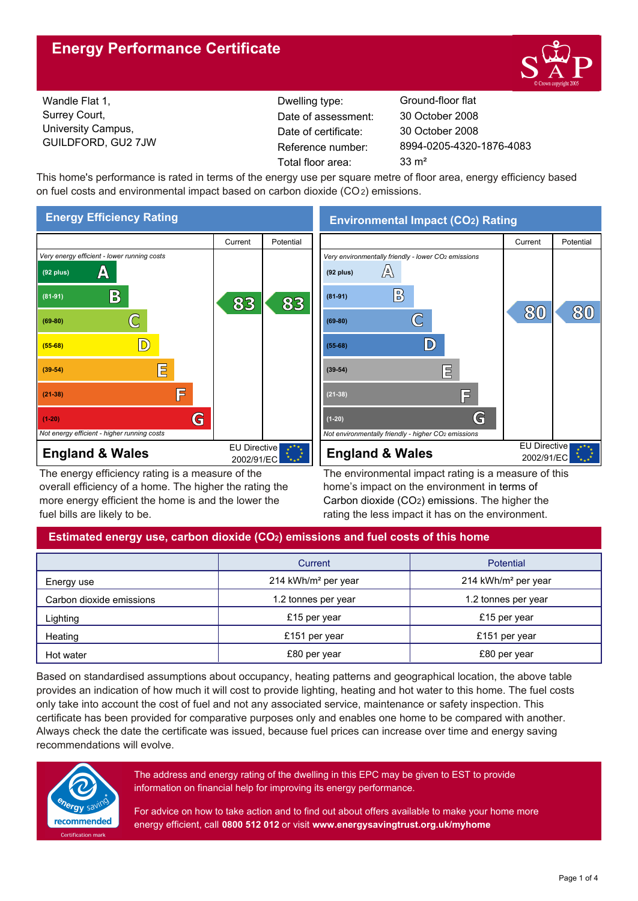# Energy Performance Certificate

Wandle Flat 1,
Surrey Court,
University Campus,
GUILDFORD, GU2 7JW

| | |
|---|---|
| Dwelling type: | Ground-floor flat |
| Date of assessment: | 30 October 2008 |
| Date of certificate: | 30 October 2008 |
| Reference number: | 8994-0205-4320-1876-4083 |
| Total floor area: | 33 m² |

This home's performance is rated in terms of the energy use per square metre of floor area, energy efficiency based on fuel costs and environmental impact based on carbon dioxide ($CO_2$) emissions.

## Energy Efficiency Rating

Current
Potential

Very energy efficient - lower running costs
(92 plus) A
(81-91) B
(69-80) C
(55-68) D
(39-54) E
(21-38) F
(1-20) G
Not energy efficient - higher running costs

83
83

England & Wales
EU Directive 2002/91/EC

The energy efficiency rating is a measure of the overall efficiency of a home. The higher the rating the more energy efficient the home is and the lower the fuel bills are likely to be.

## Environmental Impact ($CO_2$) Rating

Current
Potential

Very environmentally friendly - lower $CO_2$ emissions
(92 plus) A
(81-91) B
(69-80) C
(55-68) D
(39-54) E
(21-38) F
(1-20) G
Not environmentally friendly - higher $CO_2$ emissions

80
80

England & Wales
EU Directive 2002/91/EC

The environmental impact rating is a measure of this home's impact on the environment in terms of Carbon dioxide ($CO_2$) emissions. The higher the rating the less impact it has on the environment.

## Estimated energy use, carbon dioxide ($CO_2$) emissions and fuel costs of this home

| | Current | Potential |
|---|---|---|
| Energy use | 214 kWh/m² per year | 214 kWh/m² per year |
| Carbon dioxide emissions | 1.2 tonnes per year | 1.2 tonnes per year |
| Lighting | £15 per year | £15 per year |
| Heating | £151 per year | £151 per year |
| Hot water | £80 per year | £80 per year |

Based on standardised assumptions about occupancy, heating patterns and geographical location, the above table provides an indication of how much it will cost to provide lighting, heating and hot water to this home. The fuel costs only take into account the cost of fuel and not any associated service, maintenance or safety inspection. This certificate has been provided for comparative purposes only and enables one home to be compared with another. Always check the date the certificate was issued, because fuel prices can increase over time and energy saving recommendations will evolve.

energy saving recommended
Certification mark

The address and energy rating of the dwelling in this EPC may be given to EST to provide information on financial help for improving its energy performance.

For advice on how to take action and to find out about offers available to make your home more energy efficient, call **0800 512 012** or visit **www.energysavingtrust.org.uk/myhome**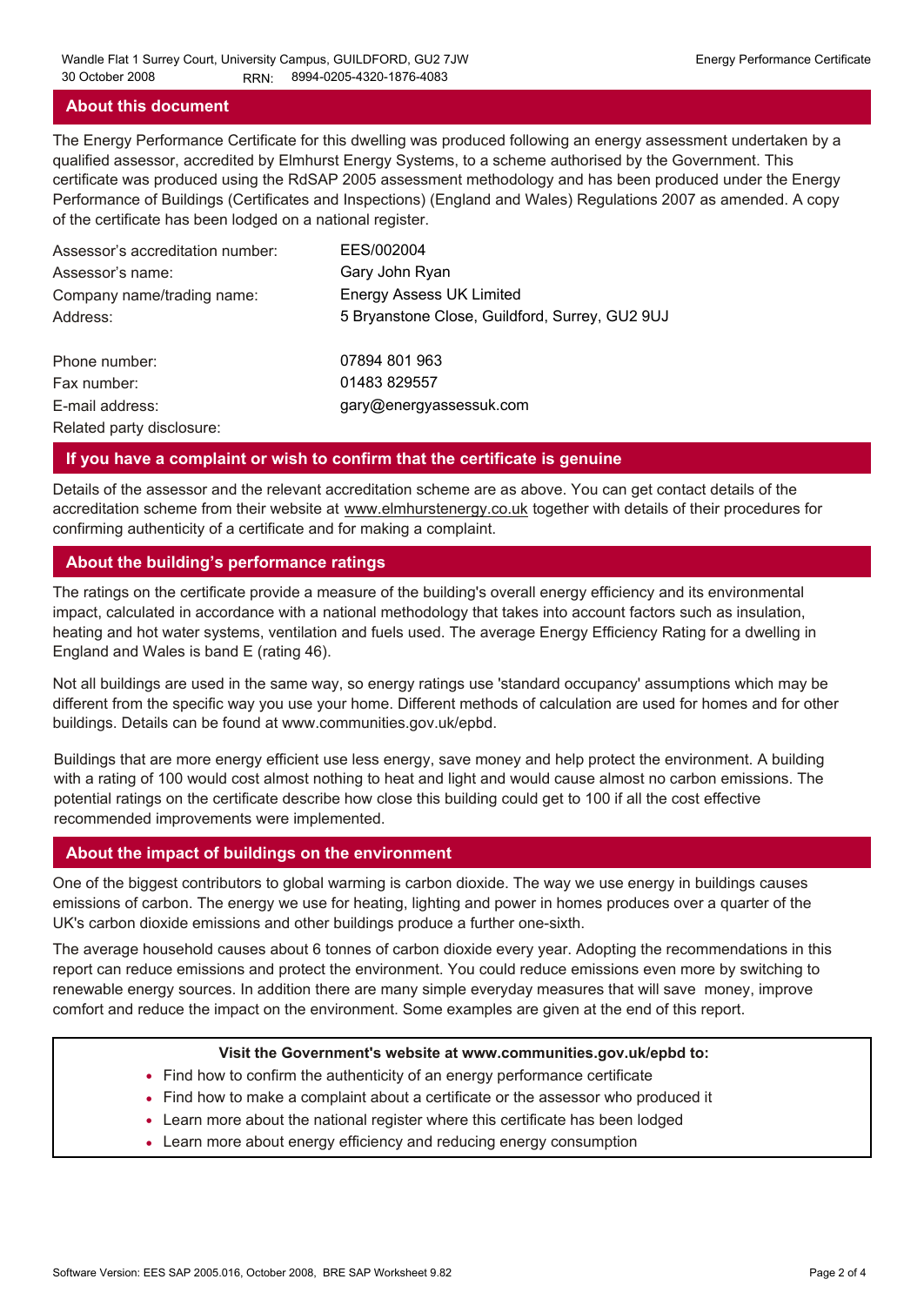## About this document

The Energy Performance Certificate for this dwelling was produced following an energy assessment undertaken by a qualified assessor, accredited by Elmhurst Energy Systems, to a scheme authorised by the Government. This certificate was produced using the RdSAP 2005 assessment methodology and has been produced under the Energy Performance of Buildings (Certificates and Inspections) (England and Wales) Regulations 2007 as amended. A copy of the certificate has been lodged on a national register.

| | |
|---|---|
| Assessor's accreditation number: | EES/002004 |
| Assessor's name: | Gary John Ryan |
| Company name/trading name: | Energy Assess UK Limited |
| Address: | 5 Bryanstone Close, Guildford, Surrey, GU2 9UJ |
| Phone number: | 07894 801 963 |
| Fax number: | 01483 829557 |
| E-mail address: | gary@energyassessuk.com |
| Related party disclosure: | |

## If you have a complaint or wish to confirm that the certificate is genuine

Details of the assessor and the relevant accreditation scheme are as above. You can get contact details of the accreditation scheme from their website at www.elmhurstenergy.co.uk together with details of their procedures for confirming authenticity of a certificate and for making a complaint.

## About the building's performance ratings

The ratings on the certificate provide a measure of the building's overall energy efficiency and its environmental impact, calculated in accordance with a national methodology that takes into account factors such as insulation, heating and hot water systems, ventilation and fuels used. The average Energy Efficiency Rating for a dwelling in England and Wales is band E (rating 46).

Not all buildings are used in the same way, so energy ratings use 'standard occupancy' assumptions which may be different from the specific way you use your home. Different methods of calculation are used for homes and for other buildings. Details can be found at www.communities.gov.uk/epbd.

Buildings that are more energy efficient use less energy, save money and help protect the environment. A building with a rating of 100 would cost almost nothing to heat and light and would cause almost no carbon emissions. The potential ratings on the certificate describe how close this building could get to 100 if all the cost effective recommended improvements were implemented.

## About the impact of buildings on the environment

One of the biggest contributors to global warming is carbon dioxide. The way we use energy in buildings causes emissions of carbon. The energy we use for heating, lighting and power in homes produces over a quarter of the UK's carbon dioxide emissions and other buildings produce a further one-sixth.

The average household causes about 6 tonnes of carbon dioxide every year. Adopting the recommendations in this report can reduce emissions and protect the environment. You could reduce emissions even more by switching to renewable energy sources. In addition there are many simple everyday measures that will save money, improve comfort and reduce the impact on the environment. Some examples are given at the end of this report.

**Visit the Government's website at www.communities.gov.uk/epbd to:**

- Find how to confirm the authenticity of an energy performance certificate
- Find how to make a complaint about a certificate or the assessor who produced it
- Learn more about the national register where this certificate has been lodged
- Learn more about energy efficiency and reducing energy consumption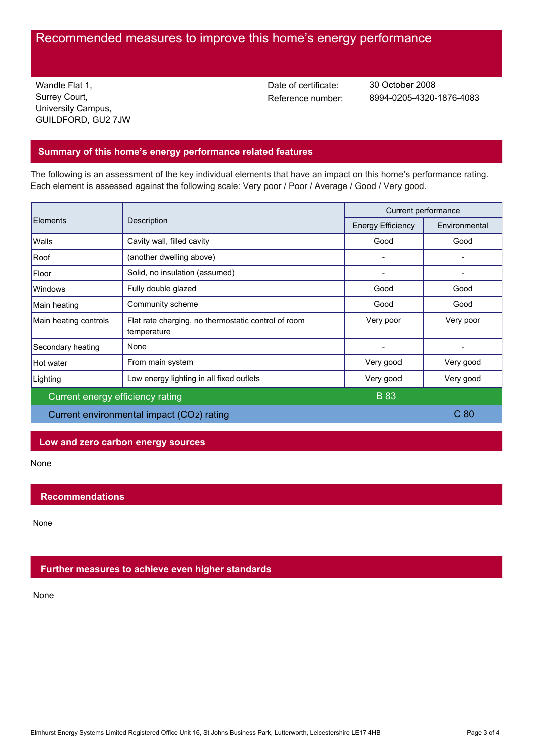# Recommended measures to improve this home's energy performance

Wandle Flat 1,
Surrey Court,
University Campus,
GUILDFORD, GU2 7JW

Date of certificate: 30 October 2008
Reference number: 8994-0205-4320-1876-4083

## Summary of this home's energy performance related features

The following is an assessment of the key individual elements that have an impact on this home's performance rating. Each element is assessed against the following scale: Very poor / Poor / Average / Good / Very good.

| Elements | Description | Current performance | |
|---|---|---|---|
| | | Energy Efficiency | Environmental |
| Walls | Cavity wall, filled cavity | Good | Good |
| Roof | (another dwelling above) | - | - |
| Floor | Solid, no insulation (assumed) | - | - |
| Windows | Fully double glazed | Good | Good |
| Main heating | Community scheme | Good | Good |
| Main heating controls | Flat rate charging, no thermostatic control of room temperature | Very poor | Very poor |
| Secondary heating | None | - | - |
| Hot water | From main system | Very good | Very good |
| Lighting | Low energy lighting in all fixed outlets | Very good | Very good |
| Current energy efficiency rating | | B 83 | |
| Current environmental impact ($CO_2$) rating | | | C 80 |

## Low and zero carbon energy sources

None

## Recommendations

None

## Further measures to achieve even higher standards

None

Elmhurst Energy Systems Limited Registered Office Unit 16, St Johns Business Park, Lutterworth, Leicestershire LE17 4HB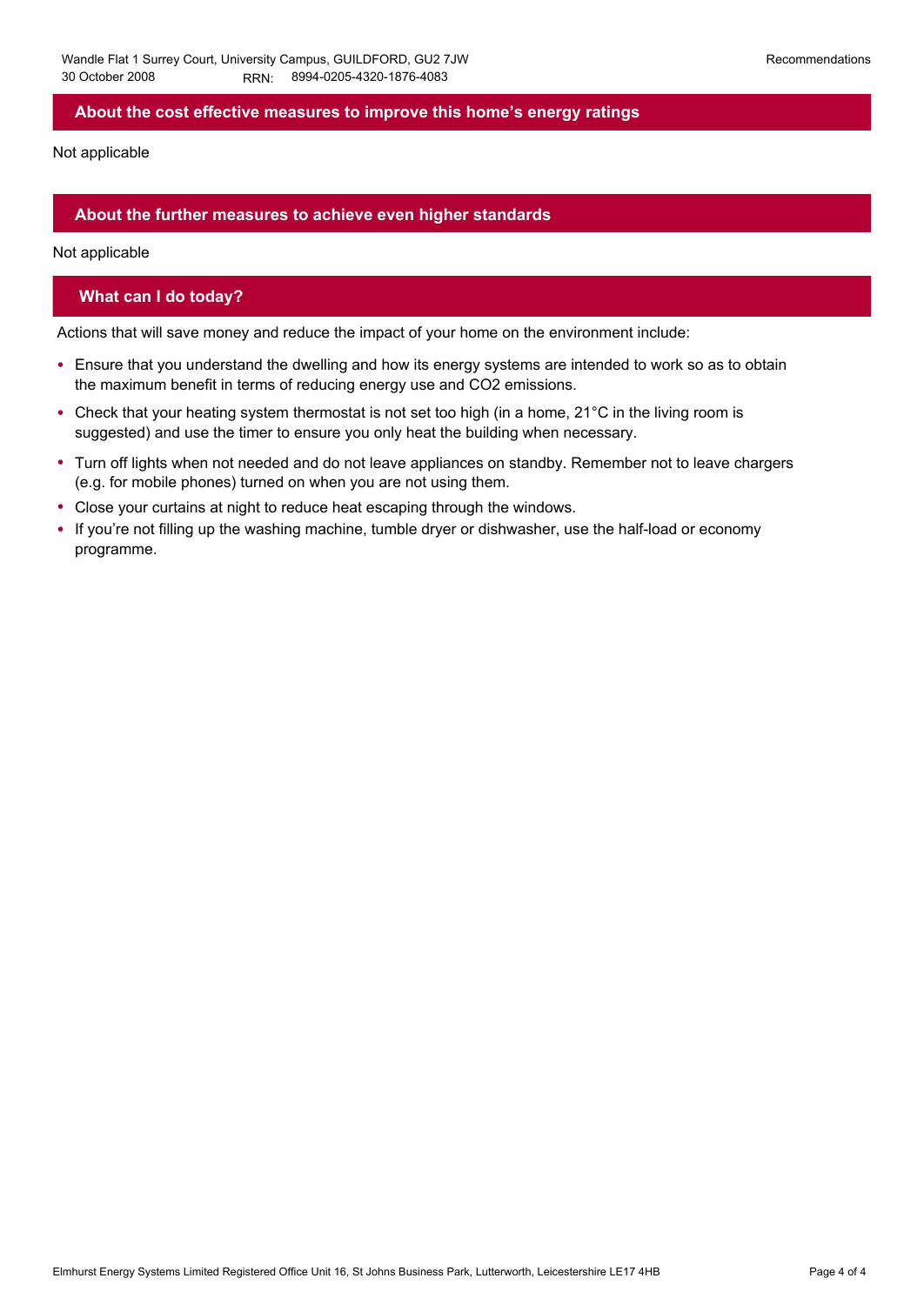## About the cost effective measures to improve this home's energy ratings

Not applicable

## About the further measures to achieve even higher standards

Not applicable

## What can I do today?

Actions that will save money and reduce the impact of your home on the environment include:

- Ensure that you understand the dwelling and how its energy systems are intended to work so as to obtain the maximum benefit in terms of reducing energy use and $CO_2$ emissions.
- Check that your heating system thermostat is not set too high (in a home, 21°C in the living room is suggested) and use the timer to ensure you only heat the building when necessary.
- Turn off lights when not needed and do not leave appliances on standby. Remember not to leave chargers (e.g. for mobile phones) turned on when you are not using them.
- Close your curtains at night to reduce heat escaping through the windows.
- If you're not filling up the washing machine, tumble dryer or dishwasher, use the half-load or economy programme.